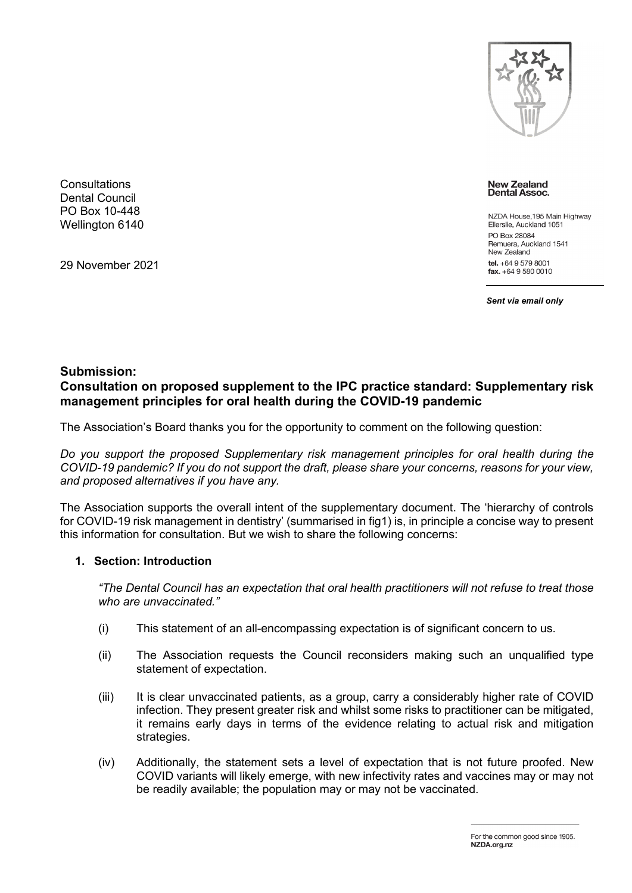Consultations
Dental Council
PO Box 10-448
Wellington 6140

29 November 2021

**New Zealand Dental Assoc.**

NZDA House, 195 Main Highway
Ellerslie, Auckland 1051
PO Box 28084
Remuera, Auckland 1541
New Zealand
**tel.** +64 9 579 8001
**fax.** +64 9 580 0010

***Sent via email only***

## Submission:
## Consultation on proposed supplement to the IPC practice standard: Supplementary risk management principles for oral health during the COVID-19 pandemic

The Association's Board thanks you for the opportunity to comment on the following question:

*Do you support the proposed Supplementary risk management principles for oral health during the COVID-19 pandemic? If you do not support the draft, please share your concerns, reasons for your view, and proposed alternatives if you have any.*

The Association supports the overall intent of the supplementary document. The 'hierarchy of controls for COVID-19 risk management in dentistry' (summarised in fig1) is, in principle a concise way to present this information for consultation. But we wish to share the following concerns:

### 1. Section: Introduction

*"The Dental Council has an expectation that oral health practitioners will not refuse to treat those who are unvaccinated."*

(i) This statement of an all-encompassing expectation is of significant concern to us.

(ii) The Association requests the Council reconsiders making such an unqualified type statement of expectation.

(iii) It is clear unvaccinated patients, as a group, carry a considerably higher rate of COVID infection. They present greater risk and whilst some risks to practitioner can be mitigated, it remains early days in terms of the evidence relating to actual risk and mitigation strategies.

(iv) Additionally, the statement sets a level of expectation that is not future proofed. New COVID variants will likely emerge, with new infectivity rates and vaccines may or may not be readily available; the population may or may not be vaccinated.

For the common good since 1905.
**NZDA.org.nz**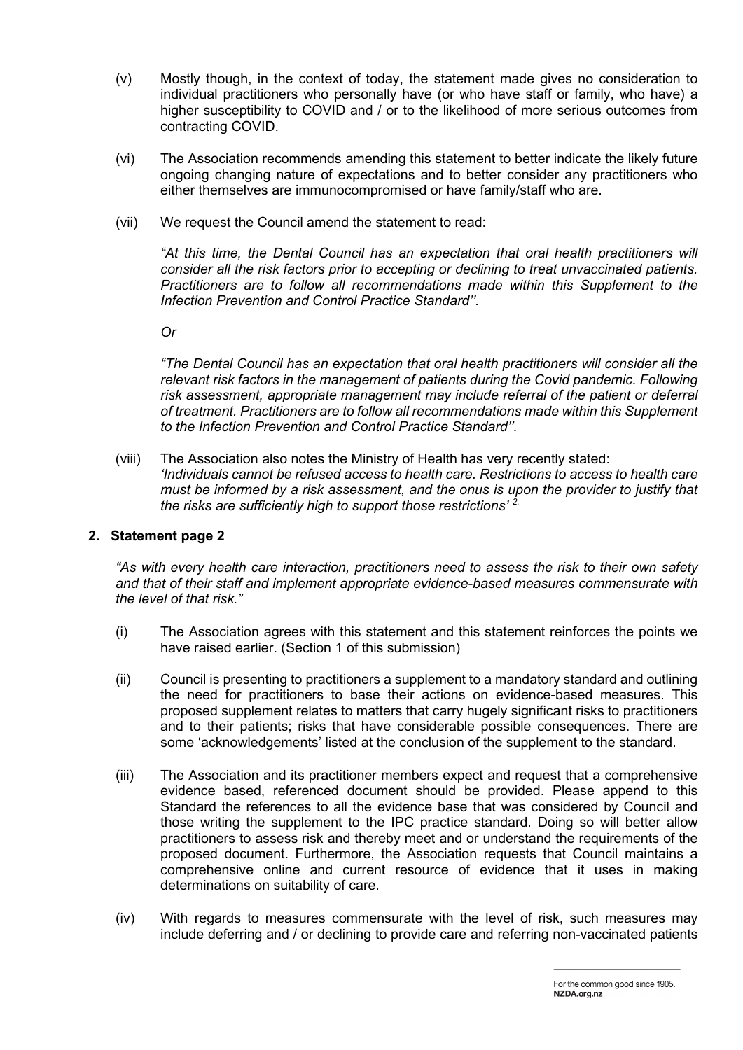(v) Mostly though, in the context of today, the statement made gives no consideration to individual practitioners who personally have (or who have staff or family, who have) a higher susceptibility to COVID and / or to the likelihood of more serious outcomes from contracting COVID.

(vi) The Association recommends amending this statement to better indicate the likely future ongoing changing nature of expectations and to better consider any practitioners who either themselves are immunocompromised or have family/staff who are.

(vii) We request the Council amend the statement to read:

*"At this time, the Dental Council has an expectation that oral health practitioners will consider all the risk factors prior to accepting or declining to treat unvaccinated patients. Practitioners are to follow all recommendations made within this Supplement to the Infection Prevention and Control Practice Standard''.*

*Or*

*"The Dental Council has an expectation that oral health practitioners will consider all the relevant risk factors in the management of patients during the Covid pandemic. Following risk assessment, appropriate management may include referral of the patient or deferral of treatment. Practitioners are to follow all recommendations made within this Supplement to the Infection Prevention and Control Practice Standard''.*

(viii) The Association also notes the Ministry of Health has very recently stated: *'Individuals cannot be refused access to health care. Restrictions to access to health care must be informed by a risk assessment, and the onus is upon the provider to justify that the risks are sufficiently high to support those restrictions'* [2.]

## 2. Statement page 2

*"As with every health care interaction, practitioners need to assess the risk to their own safety and that of their staff and implement appropriate evidence-based measures commensurate with the level of that risk."*

(i) The Association agrees with this statement and this statement reinforces the points we have raised earlier. (Section 1 of this submission)

(ii) Council is presenting to practitioners a supplement to a mandatory standard and outlining the need for practitioners to base their actions on evidence-based measures. This proposed supplement relates to matters that carry hugely significant risks to practitioners and to their patients; risks that have considerable possible consequences. There are some 'acknowledgements' listed at the conclusion of the supplement to the standard.

(iii) The Association and its practitioner members expect and request that a comprehensive evidence based, referenced document should be provided. Please append to this Standard the references to all the evidence base that was considered by Council and those writing the supplement to the IPC practice standard. Doing so will better allow practitioners to assess risk and thereby meet and or understand the requirements of the proposed document. Furthermore, the Association requests that Council maintains a comprehensive online and current resource of evidence that it uses in making determinations on suitability of care.

(iv) With regards to measures commensurate with the level of risk, such measures may include deferring and / or declining to provide care and referring non-vaccinated patients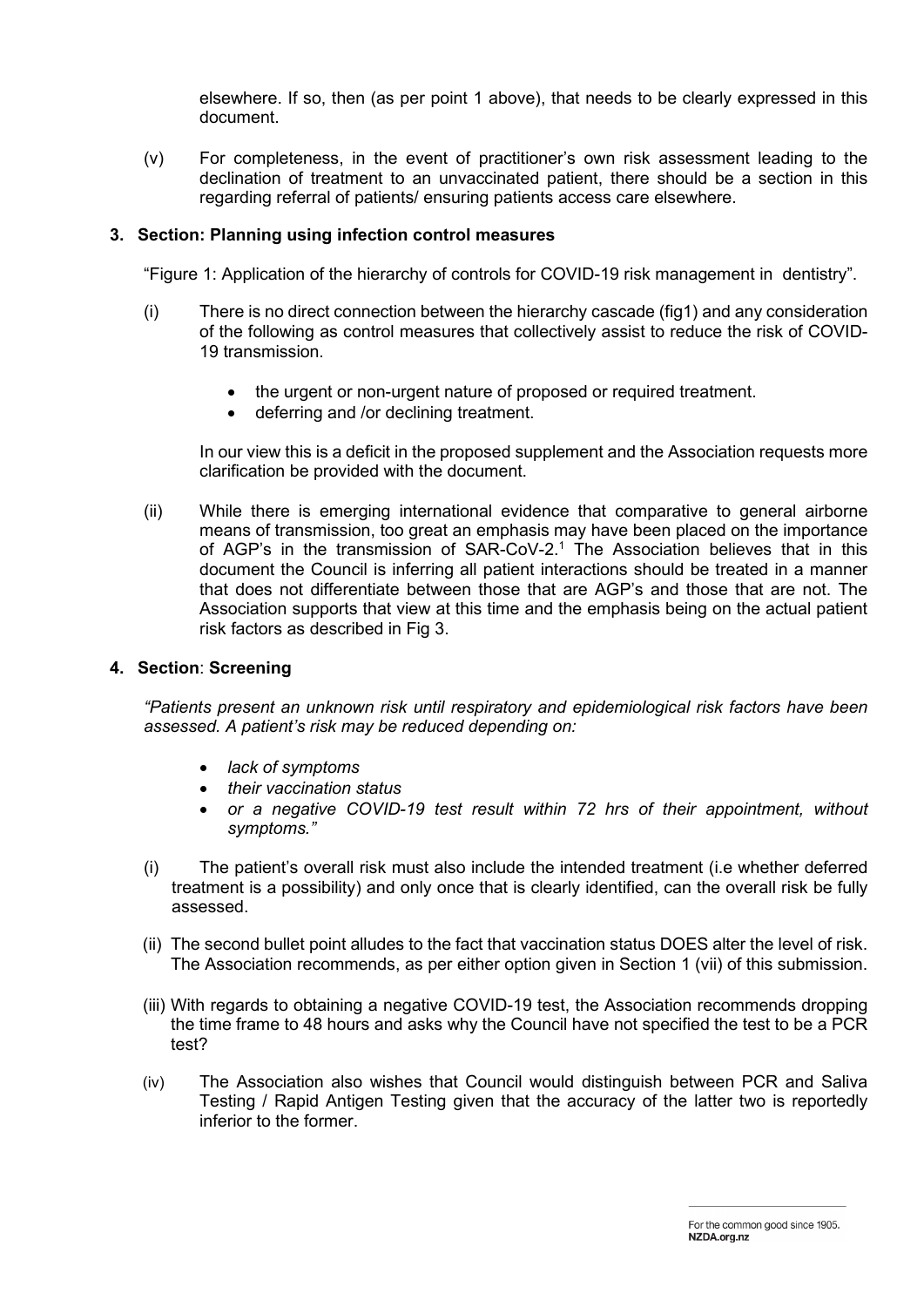elsewhere. If so, then (as per point 1 above), that needs to be clearly expressed in this document.

(v) For completeness, in the event of practitioner's own risk assessment leading to the declination of treatment to an unvaccinated patient, there should be a section in this regarding referral of patients/ ensuring patients access care elsewhere.

## 3. Section: Planning using infection control measures

"Figure 1: Application of the hierarchy of controls for COVID-19 risk management in dentistry".

(i) There is no direct connection between the hierarchy cascade (fig1) and any consideration of the following as control measures that collectively assist to reduce the risk of COVID-19 transmission.

- the urgent or non-urgent nature of proposed or required treatment.
- deferring and /or declining treatment.

In our view this is a deficit in the proposed supplement and the Association requests more clarification be provided with the document.

(ii) While there is emerging international evidence that comparative to general airborne means of transmission, too great an emphasis may have been placed on the importance of AGP's in the transmission of SAR-CoV-2.[1] The Association believes that in this document the Council is inferring all patient interactions should be treated in a manner that does not differentiate between those that are AGP's and those that are not. The Association supports that view at this time and the emphasis being on the actual patient risk factors as described in Fig 3.

## 4. Section: Screening

*"Patients present an unknown risk until respiratory and epidemiological risk factors have been assessed. A patient's risk may be reduced depending on:*

- *lack of symptoms*
- *their vaccination status*
- *or a negative COVID-19 test result within 72 hrs of their appointment, without symptoms."*

(i) The patient's overall risk must also include the intended treatment (i.e whether deferred treatment is a possibility) and only once that is clearly identified, can the overall risk be fully assessed.

(ii) The second bullet point alludes to the fact that vaccination status DOES alter the level of risk. The Association recommends, as per either option given in Section 1 (vii) of this submission.

(iii) With regards to obtaining a negative COVID-19 test, the Association recommends dropping the time frame to 48 hours and asks why the Council have not specified the test to be a PCR test?

(iv) The Association also wishes that Council would distinguish between PCR and Saliva Testing / Rapid Antigen Testing given that the accuracy of the latter two is reportedly inferior to the former.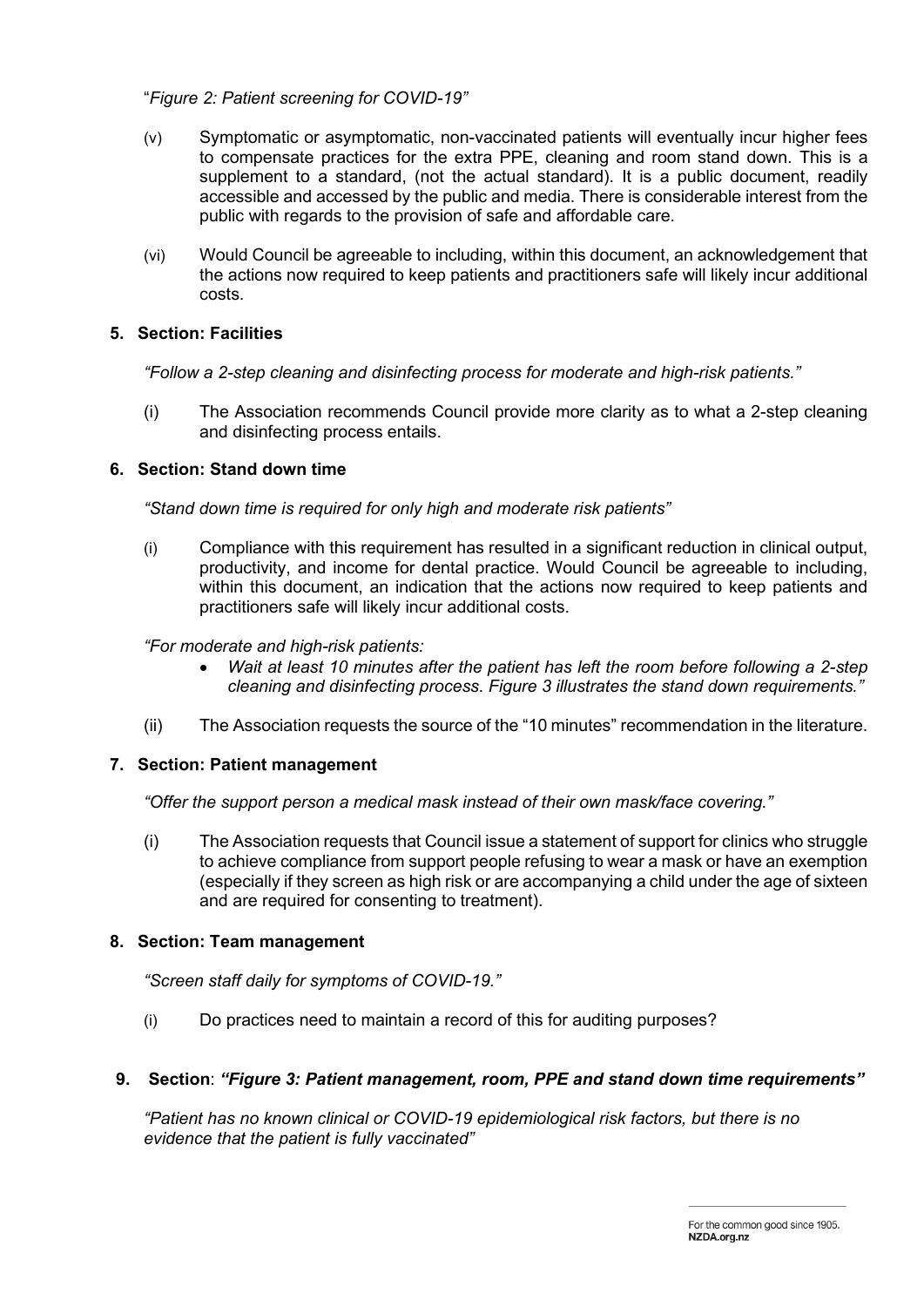"*Figure 2: Patient screening for COVID-19"*

(v) Symptomatic or asymptomatic, non-vaccinated patients will eventually incur higher fees to compensate practices for the extra PPE, cleaning and room stand down. This is a supplement to a standard, (not the actual standard). It is a public document, readily accessible and accessed by the public and media. There is considerable interest from the public with regards to the provision of safe and affordable care.

(vi) Would Council be agreeable to including, within this document, an acknowledgement that the actions now required to keep patients and practitioners safe will likely incur additional costs.

**5. Section: Facilities**

*"Follow a 2-step cleaning and disinfecting process for moderate and high-risk patients."*

(i) The Association recommends Council provide more clarity as to what a 2-step cleaning and disinfecting process entails.

**6. Section: Stand down time**

*"Stand down time is required for only high and moderate risk patients"*

(i) Compliance with this requirement has resulted in a significant reduction in clinical output, productivity, and income for dental practice. Would Council be agreeable to including, within this document, an indication that the actions now required to keep patients and practitioners safe will likely incur additional costs.

*"For moderate and high-risk patients:*

- *Wait at least 10 minutes after the patient has left the room before following a 2-step cleaning and disinfecting process. Figure 3 illustrates the stand down requirements."*

(ii) The Association requests the source of the "10 minutes" recommendation in the literature.

**7. Section: Patient management**

*"Offer the support person a medical mask instead of their own mask/face covering."*

(i) The Association requests that Council issue a statement of support for clinics who struggle to achieve compliance from support people refusing to wear a mask or have an exemption (especially if they screen as high risk or are accompanying a child under the age of sixteen and are required for consenting to treatment).

**8. Section: Team management**

*"Screen staff daily for symptoms of COVID-19."*

(i) Do practices need to maintain a record of this for auditing purposes?

**9. Section**: ***"Figure 3: Patient management, room, PPE and stand down time requirements"***

*"Patient has no known clinical or COVID-19 epidemiological risk factors, but there is no evidence that the patient is fully vaccinated"*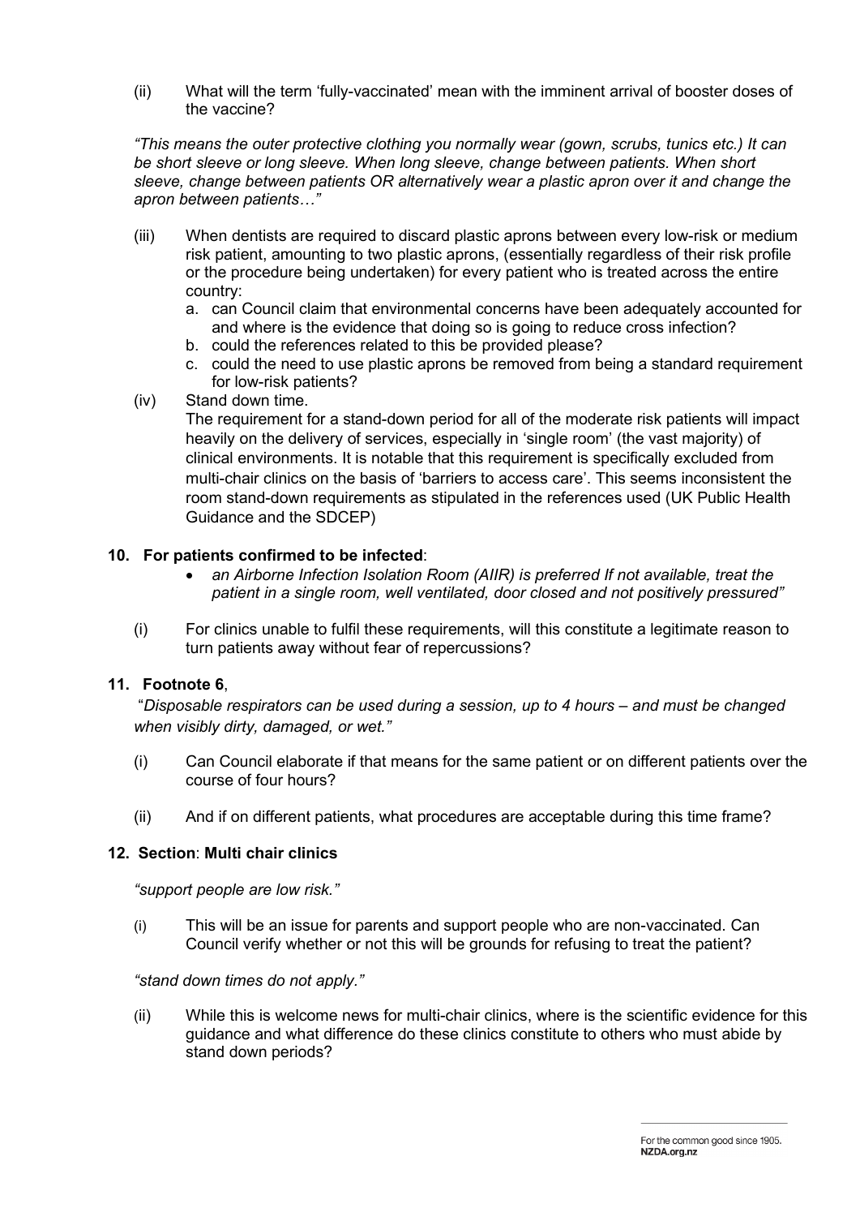(ii) What will the term 'fully-vaccinated' mean with the imminent arrival of booster doses of the vaccine?

*"This means the outer protective clothing you normally wear (gown, scrubs, tunics etc.) It can be short sleeve or long sleeve. When long sleeve, change between patients. When short sleeve, change between patients OR alternatively wear a plastic apron over it and change the apron between patients…"*

(iii) When dentists are required to discard plastic aprons between every low-risk or medium risk patient, amounting to two plastic aprons, (essentially regardless of their risk profile or the procedure being undertaken) for every patient who is treated across the entire country:

a. can Council claim that environmental concerns have been adequately accounted for and where is the evidence that doing so is going to reduce cross infection?
b. could the references related to this be provided please?
c. could the need to use plastic aprons be removed from being a standard requirement for low-risk patients?

(iv) Stand down time.
The requirement for a stand-down period for all of the moderate risk patients will impact heavily on the delivery of services, especially in 'single room' (the vast majority) of clinical environments. It is notable that this requirement is specifically excluded from multi-chair clinics on the basis of 'barriers to access care'. This seems inconsistent the room stand-down requirements as stipulated in the references used (UK Public Health Guidance and the SDCEP)

**10. For patients confirmed to be infected**:

- *an Airborne Infection Isolation Room (AIIR) is preferred If not available, treat the patient in a single room, well ventilated, door closed and not positively pressured"*

(i) For clinics unable to fulfil these requirements, will this constitute a legitimate reason to turn patients away without fear of repercussions?

**11. Footnote 6**,

"*Disposable respirators can be used during a session, up to 4 hours – and must be changed when visibly dirty, damaged, or wet."*

(i) Can Council elaborate if that means for the same patient or on different patients over the course of four hours?

(ii) And if on different patients, what procedures are acceptable during this time frame?

**12. Section**: **Multi chair clinics**

*"support people are low risk."*

(i) This will be an issue for parents and support people who are non-vaccinated. Can Council verify whether or not this will be grounds for refusing to treat the patient?

*"stand down times do not apply."*

(ii) While this is welcome news for multi-chair clinics, where is the scientific evidence for this guidance and what difference do these clinics constitute to others who must abide by stand down periods?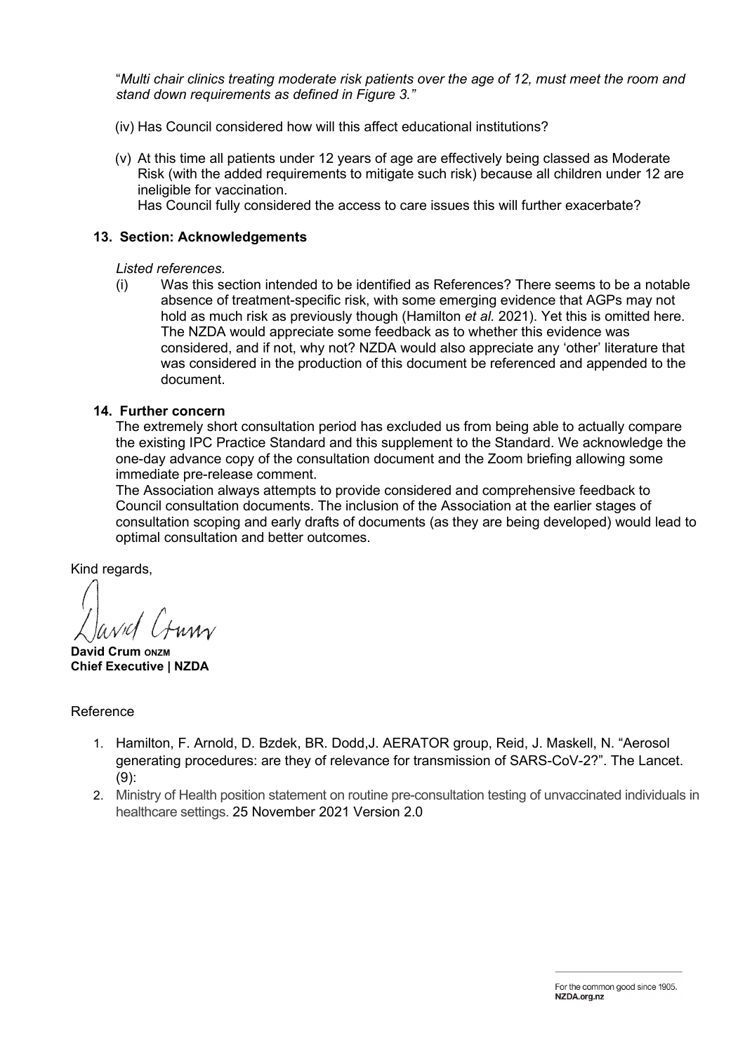"*Multi chair clinics treating moderate risk patients over the age of 12, must meet the room and stand down requirements as defined in Figure 3."*

(iv) Has Council considered how will this affect educational institutions?

(v) At this time all patients under 12 years of age are effectively being classed as Moderate Risk (with the added requirements to mitigate such risk) because all children under 12 are ineligible for vaccination.
Has Council fully considered the access to care issues this will further exacerbate?

### 13. Section: Acknowledgements

*Listed references.*

(i) Was this section intended to be identified as References? There seems to be a notable absence of treatment-specific risk, with some emerging evidence that AGPs may not hold as much risk as previously though (Hamilton *et al.* 2021). Yet this is omitted here. The NZDA would appreciate some feedback as to whether this evidence was considered, and if not, why not? NZDA would also appreciate any 'other' literature that was considered in the production of this document be referenced and appended to the document.

### 14. Further concern

The extremely short consultation period has excluded us from being able to actually compare the existing IPC Practice Standard and this supplement to the Standard. We acknowledge the one-day advance copy of the consultation document and the Zoom briefing allowing some immediate pre-release comment.

The Association always attempts to provide considered and comprehensive feedback to Council consultation documents. The inclusion of the Association at the earlier stages of consultation scoping and early drafts of documents (as they are being developed) would lead to optimal consultation and better outcomes.

Kind regards,

David Crum

**David Crum ONZM**
**Chief Executive | NZDA**

Reference

1. Hamilton, F. Arnold, D. Bzdek, BR. Dodd,J. AERATOR group, Reid, J. Maskell, N. "Aerosol generating procedures: are they of relevance for transmission of SARS-CoV-2?". The Lancet. (9):
2. Ministry of Health position statement on routine pre-consultation testing of unvaccinated individuals in healthcare settings. 25 November 2021 Version 2.0